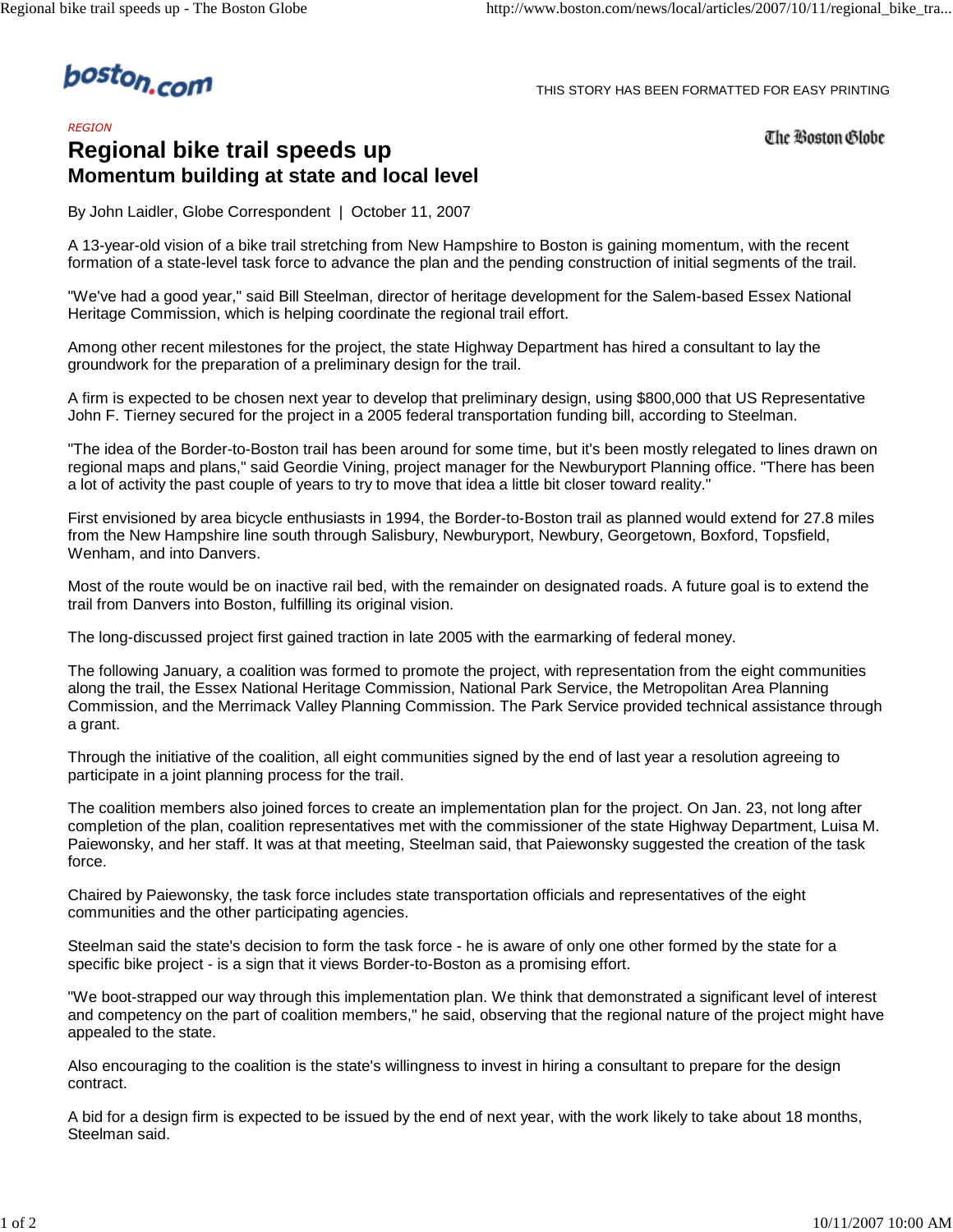*REGION*

# Regional bike trail speeds up

## Momentum building at state and local level

By John Laidler, Globe Correspondent | October 11, 2007

A 13-year-old vision of a bike trail stretching from New Hampshire to Boston is gaining momentum, with the recent formation of a state-level task force to advance the plan and the pending construction of initial segments of the trail.

"We've had a good year," said Bill Steelman, director of heritage development for the Salem-based Essex National Heritage Commission, which is helping coordinate the regional trail effort.

Among other recent milestones for the project, the state Highway Department has hired a consultant to lay the groundwork for the preparation of a preliminary design for the trail.

A firm is expected to be chosen next year to develop that preliminary design, using $800,000 that US Representative John F. Tierney secured for the project in a 2005 federal transportation funding bill, according to Steelman.

"The idea of the Border-to-Boston trail has been around for some time, but it's been mostly relegated to lines drawn on regional maps and plans," said Geordie Vining, project manager for the Newburyport Planning office. "There has been a lot of activity the past couple of years to try to move that idea a little bit closer toward reality."

First envisioned by area bicycle enthusiasts in 1994, the Border-to-Boston trail as planned would extend for 27.8 miles from the New Hampshire line south through Salisbury, Newburyport, Newbury, Georgetown, Boxford, Topsfield, Wenham, and into Danvers.

Most of the route would be on inactive rail bed, with the remainder on designated roads. A future goal is to extend the trail from Danvers into Boston, fulfilling its original vision.

The long-discussed project first gained traction in late 2005 with the earmarking of federal money.

The following January, a coalition was formed to promote the project, with representation from the eight communities along the trail, the Essex National Heritage Commission, National Park Service, the Metropolitan Area Planning Commission, and the Merrimack Valley Planning Commission. The Park Service provided technical assistance through a grant.

Through the initiative of the coalition, all eight communities signed by the end of last year a resolution agreeing to participate in a joint planning process for the trail.

The coalition members also joined forces to create an implementation plan for the project. On Jan. 23, not long after completion of the plan, coalition representatives met with the commissioner of the state Highway Department, Luisa M. Paiewonsky, and her staff. It was at that meeting, Steelman said, that Paiewonsky suggested the creation of the task force.

Chaired by Paiewonsky, the task force includes state transportation officials and representatives of the eight communities and the other participating agencies.

Steelman said the state's decision to form the task force - he is aware of only one other formed by the state for a specific bike project - is a sign that it views Border-to-Boston as a promising effort.

"We boot-strapped our way through this implementation plan. We think that demonstrated a significant level of interest and competency on the part of coalition members," he said, observing that the regional nature of the project might have appealed to the state.

Also encouraging to the coalition is the state's willingness to invest in hiring a consultant to prepare for the design contract.

A bid for a design firm is expected to be issued by the end of next year, with the work likely to take about 18 months, Steelman said.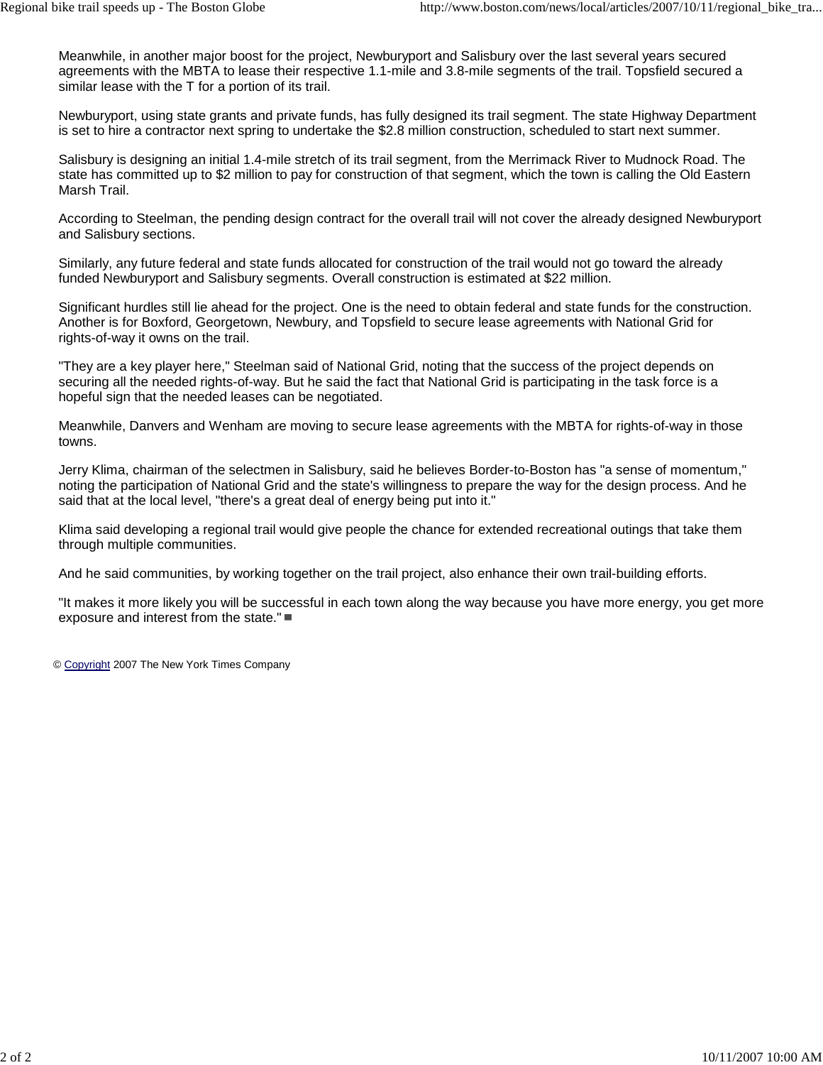Meanwhile, in another major boost for the project, Newburyport and Salisbury over the last several years secured agreements with the MBTA to lease their respective 1.1-mile and 3.8-mile segments of the trail. Topsfield secured a similar lease with the T for a portion of its trail.

Newburyport, using state grants and private funds, has fully designed its trail segment. The state Highway Department is set to hire a contractor next spring to undertake the $2.8 million construction, scheduled to start next summer.

Salisbury is designing an initial 1.4-mile stretch of its trail segment, from the Merrimack River to Mudnock Road. The state has committed up to $2 million to pay for construction of that segment, which the town is calling the Old Eastern Marsh Trail.

According to Steelman, the pending design contract for the overall trail will not cover the already designed Newburyport and Salisbury sections.

Similarly, any future federal and state funds allocated for construction of the trail would not go toward the already funded Newburyport and Salisbury segments. Overall construction is estimated at $22 million.

Significant hurdles still lie ahead for the project. One is the need to obtain federal and state funds for the construction. Another is for Boxford, Georgetown, Newbury, and Topsfield to secure lease agreements with National Grid for rights-of-way it owns on the trail.

"They are a key player here," Steelman said of National Grid, noting that the success of the project depends on securing all the needed rights-of-way. But he said the fact that National Grid is participating in the task force is a hopeful sign that the needed leases can be negotiated.

Meanwhile, Danvers and Wenham are moving to secure lease agreements with the MBTA for rights-of-way in those towns.

Jerry Klima, chairman of the selectmen in Salisbury, said he believes Border-to-Boston has "a sense of momentum," noting the participation of National Grid and the state's willingness to prepare the way for the design process. And he said that at the local level, "there's a great deal of energy being put into it."

Klima said developing a regional trail would give people the chance for extended recreational outings that take them through multiple communities.

And he said communities, by working together on the trail project, also enhance their own trail-building efforts.

"It makes it more likely you will be successful in each town along the way because you have more energy, you get more exposure and interest from the state." ■

© Copyright 2007 The New York Times Company